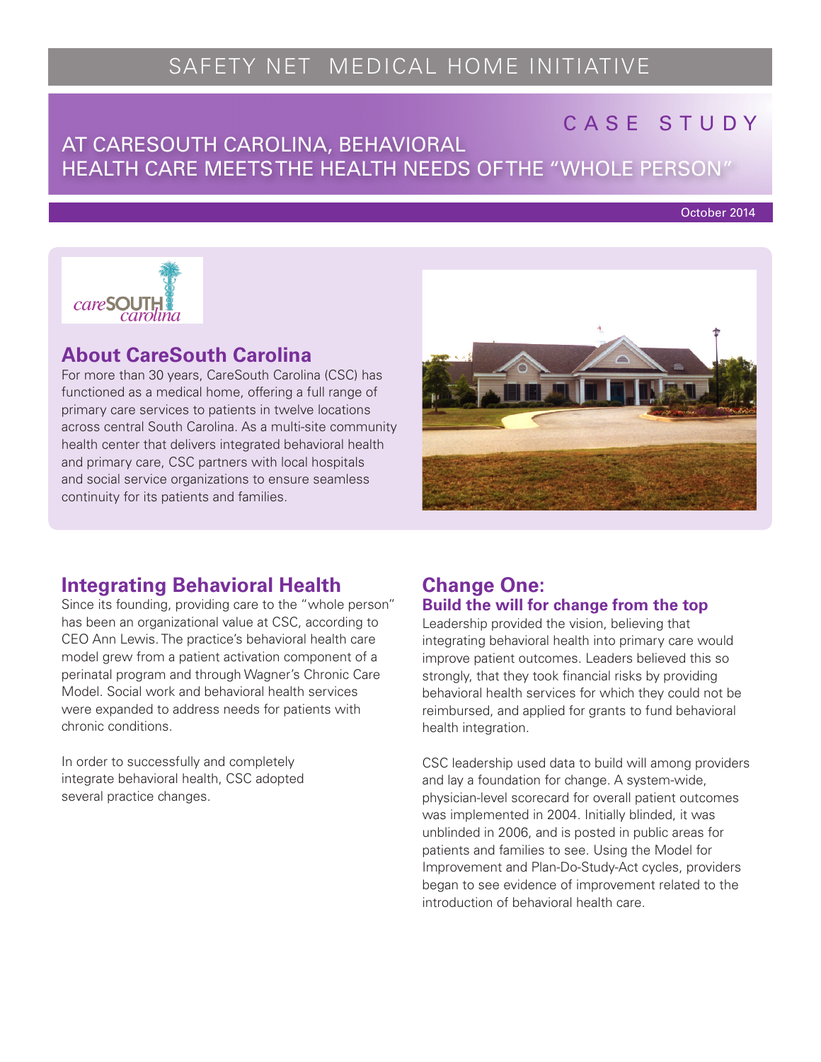SAFETY NET MEDICAL HOME INITIATIVE

CASE STUDY

# AT CARESOUTH CAROLINA, BEHAVIORAL HEALTH CARE MEETS THE HEALTH NEEDS OF THE "WHOLE PERSON"

October 2014

## About CareSouth Carolina

For more than 30 years, CareSouth Carolina (CSC) has functioned as a medical home, offering a full range of primary care services to patients in twelve locations across central South Carolina. As a multi-site community health center that delivers integrated behavioral health and primary care, CSC partners with local hospitals and social service organizations to ensure seamless continuity for its patients and families.

## Integrating Behavioral Health

Since its founding, providing care to the "whole person" has been an organizational value at CSC, according to CEO Ann Lewis. The practice's behavioral health care model grew from a patient activation component of a perinatal program and through Wagner's Chronic Care Model. Social work and behavioral health services were expanded to address needs for patients with chronic conditions.

In order to successfully and completely integrate behavioral health, CSC adopted several practice changes.

## Change One:

### Build the will for change from the top

Leadership provided the vision, believing that integrating behavioral health into primary care would improve patient outcomes. Leaders believed this so strongly, that they took financial risks by providing behavioral health services for which they could not be reimbursed, and applied for grants to fund behavioral health integration.

CSC leadership used data to build will among providers and lay a foundation for change. A system-wide, physician-level scorecard for overall patient outcomes was implemented in 2004. Initially blinded, it was unblinded in 2006, and is posted in public areas for patients and families to see. Using the Model for Improvement and Plan-Do-Study-Act cycles, providers began to see evidence of improvement related to the introduction of behavioral health care.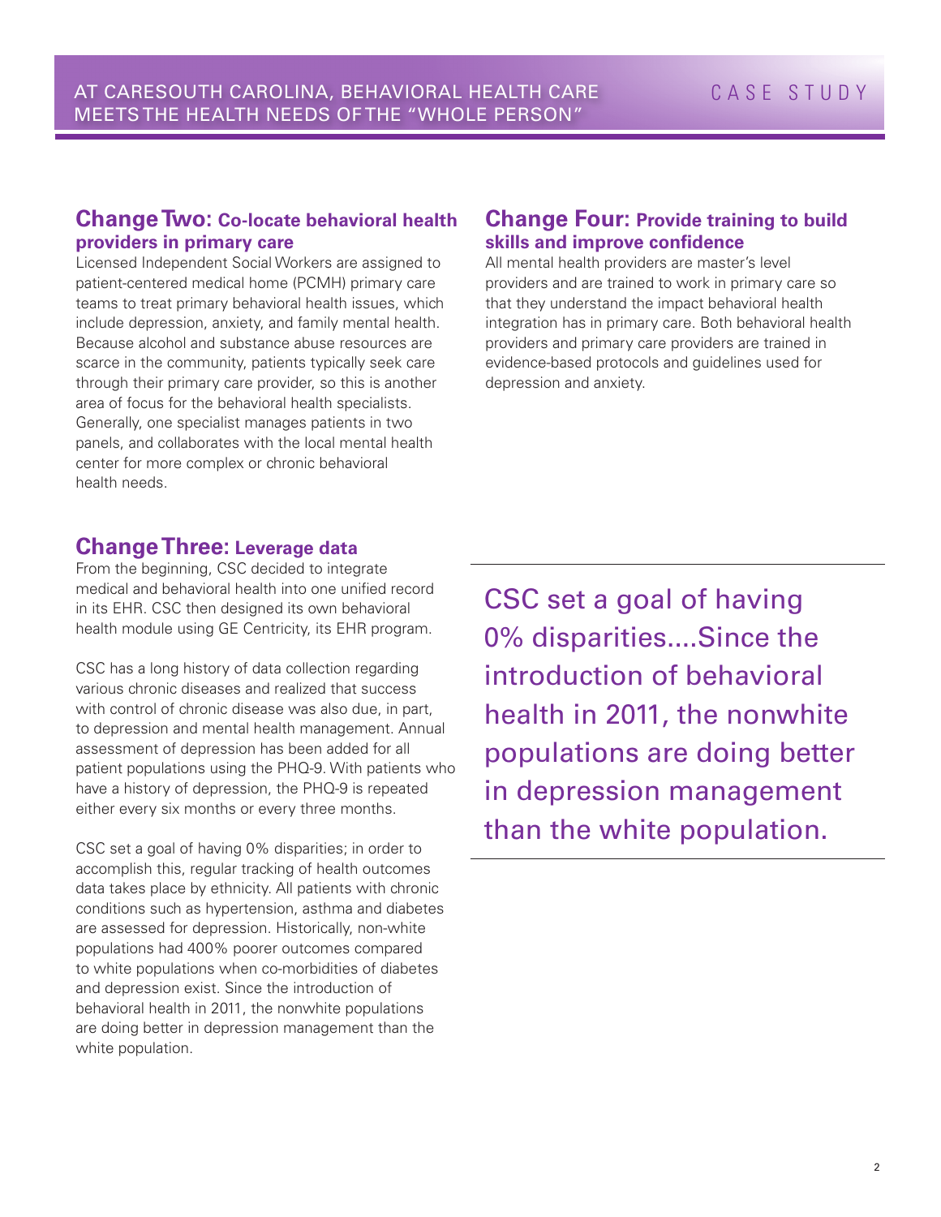## Change Two: Co-locate behavioral health providers in primary care

Licensed Independent Social Workers are assigned to patient-centered medical home (PCMH) primary care teams to treat primary behavioral health issues, which include depression, anxiety, and family mental health. Because alcohol and substance abuse resources are scarce in the community, patients typically seek care through their primary care provider, so this is another area of focus for the behavioral health specialists. Generally, one specialist manages patients in two panels, and collaborates with the local mental health center for more complex or chronic behavioral health needs.

## Change Three: Leverage data

From the beginning, CSC decided to integrate medical and behavioral health into one unified record in its EHR. CSC then designed its own behavioral health module using GE Centricity, its EHR program.

CSC has a long history of data collection regarding various chronic diseases and realized that success with control of chronic disease was also due, in part, to depression and mental health management. Annual assessment of depression has been added for all patient populations using the PHQ-9. With patients who have a history of depression, the PHQ-9 is repeated either every six months or every three months.

CSC set a goal of having 0% disparities; in order to accomplish this, regular tracking of health outcomes data takes place by ethnicity. All patients with chronic conditions such as hypertension, asthma and diabetes are assessed for depression. Historically, non-white populations had 400% poorer outcomes compared to white populations when co-morbidities of diabetes and depression exist. Since the introduction of behavioral health in 2011, the nonwhite populations are doing better in depression management than the white population.

## Change Four: Provide training to build skills and improve confidence

All mental health providers are master's level providers and are trained to work in primary care so that they understand the impact behavioral health integration has in primary care. Both behavioral health providers and primary care providers are trained in evidence-based protocols and guidelines used for depression and anxiety.

> CSC set a goal of having 0% disparities....Since the introduction of behavioral health in 2011, the nonwhite populations are doing better in depression management than the white population.